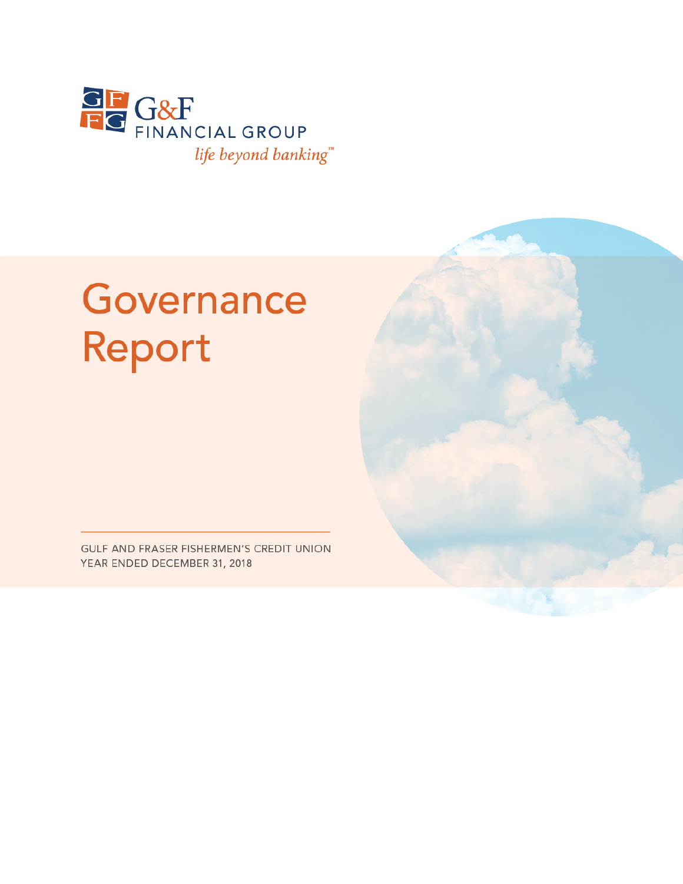G&F FINANCIAL GROUP

*life beyond banking™*

# Governance Report

GULF AND FRASER FISHERMEN'S CREDIT UNION
YEAR ENDED DECEMBER 31, 2018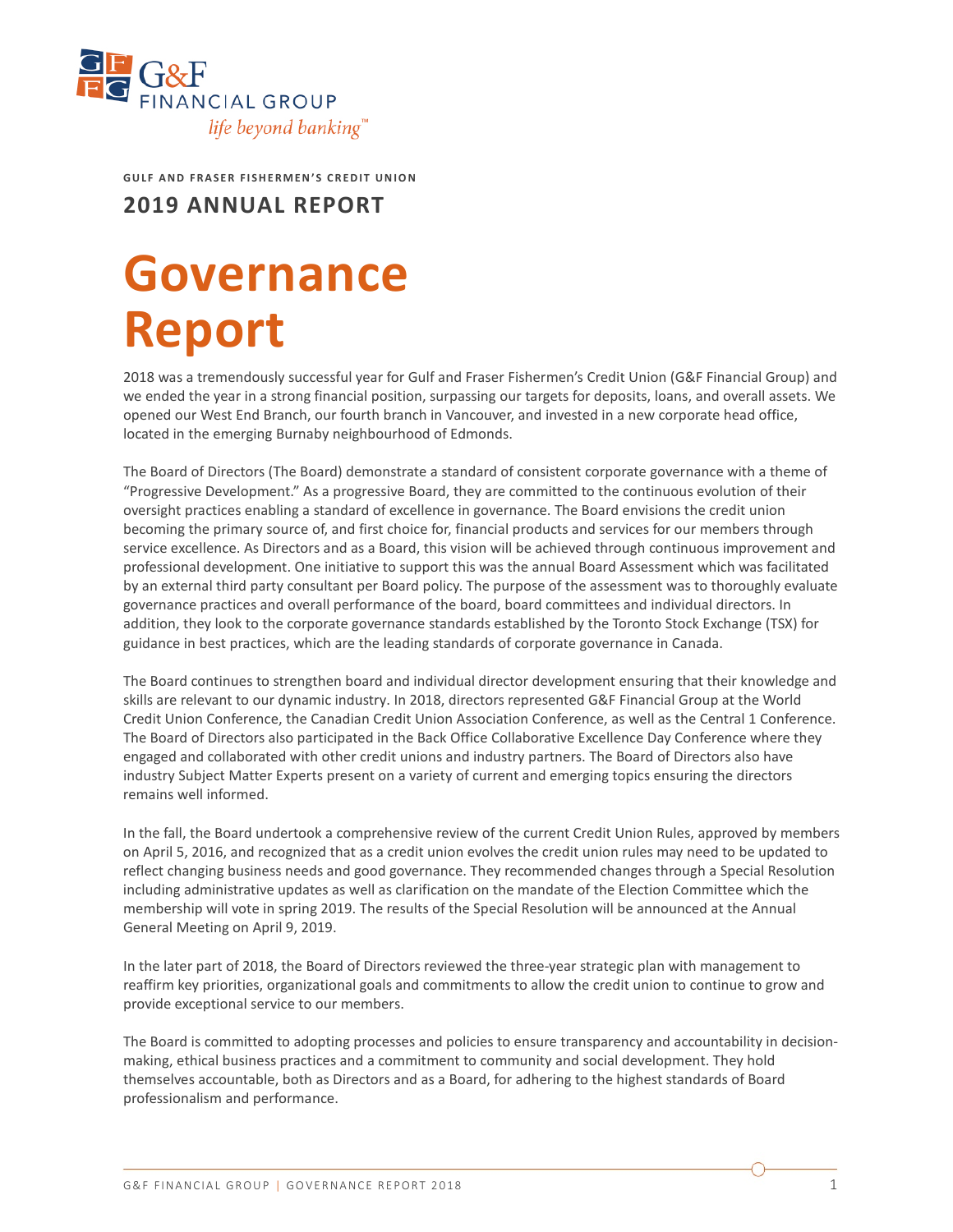G&F FINANCIAL GROUP
*life beyond banking™*

**GULF AND FRASER FISHERMEN'S CREDIT UNION**

## 2019 ANNUAL REPORT

# Governance Report

2018 was a tremendously successful year for Gulf and Fraser Fishermen's Credit Union (G&F Financial Group) and we ended the year in a strong financial position, surpassing our targets for deposits, loans, and overall assets. We opened our West End Branch, our fourth branch in Vancouver, and invested in a new corporate head office, located in the emerging Burnaby neighbourhood of Edmonds.

The Board of Directors (The Board) demonstrate a standard of consistent corporate governance with a theme of "Progressive Development." As a progressive Board, they are committed to the continuous evolution of their oversight practices enabling a standard of excellence in governance. The Board envisions the credit union becoming the primary source of, and first choice for, financial products and services for our members through service excellence. As Directors and as a Board, this vision will be achieved through continuous improvement and professional development. One initiative to support this was the annual Board Assessment which was facilitated by an external third party consultant per Board policy. The purpose of the assessment was to thoroughly evaluate governance practices and overall performance of the board, board committees and individual directors. In addition, they look to the corporate governance standards established by the Toronto Stock Exchange (TSX) for guidance in best practices, which are the leading standards of corporate governance in Canada.

The Board continues to strengthen board and individual director development ensuring that their knowledge and skills are relevant to our dynamic industry. In 2018, directors represented G&F Financial Group at the World Credit Union Conference, the Canadian Credit Union Association Conference, as well as the Central 1 Conference. The Board of Directors also participated in the Back Office Collaborative Excellence Day Conference where they engaged and collaborated with other credit unions and industry partners. The Board of Directors also have industry Subject Matter Experts present on a variety of current and emerging topics ensuring the directors remains well informed.

In the fall, the Board undertook a comprehensive review of the current Credit Union Rules, approved by members on April 5, 2016, and recognized that as a credit union evolves the credit union rules may need to be updated to reflect changing business needs and good governance. They recommended changes through a Special Resolution including administrative updates as well as clarification on the mandate of the Election Committee which the membership will vote in spring 2019. The results of the Special Resolution will be announced at the Annual General Meeting on April 9, 2019.

In the later part of 2018, the Board of Directors reviewed the three-year strategic plan with management to reaffirm key priorities, organizational goals and commitments to allow the credit union to continue to grow and provide exceptional service to our members.

The Board is committed to adopting processes and policies to ensure transparency and accountability in decision-making, ethical business practices and a commitment to community and social development. They hold themselves accountable, both as Directors and as a Board, for adhering to the highest standards of Board professionalism and performance.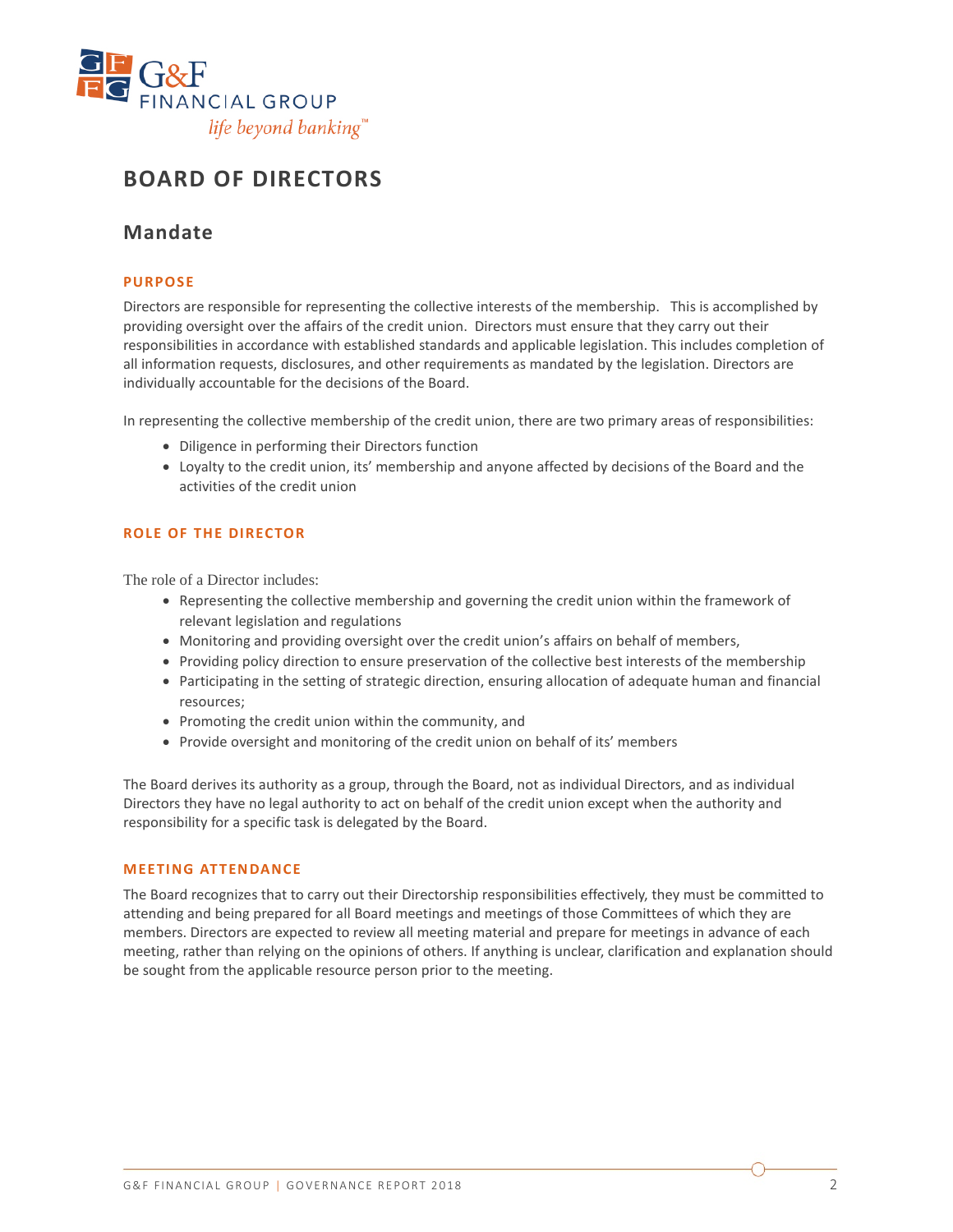# BOARD OF DIRECTORS

## Mandate

### PURPOSE

Directors are responsible for representing the collective interests of the membership. This is accomplished by providing oversight over the affairs of the credit union. Directors must ensure that they carry out their responsibilities in accordance with established standards and applicable legislation. This includes completion of all information requests, disclosures, and other requirements as mandated by the legislation. Directors are individually accountable for the decisions of the Board.

In representing the collective membership of the credit union, there are two primary areas of responsibilities:

- Diligence in performing their Directors function
- Loyalty to the credit union, its' membership and anyone affected by decisions of the Board and the activities of the credit union

### ROLE OF THE DIRECTOR

The role of a Director includes:

- Representing the collective membership and governing the credit union within the framework of relevant legislation and regulations
- Monitoring and providing oversight over the credit union's affairs on behalf of members,
- Providing policy direction to ensure preservation of the collective best interests of the membership
- Participating in the setting of strategic direction, ensuring allocation of adequate human and financial resources;
- Promoting the credit union within the community, and
- Provide oversight and monitoring of the credit union on behalf of its' members

The Board derives its authority as a group, through the Board, not as individual Directors, and as individual Directors they have no legal authority to act on behalf of the credit union except when the authority and responsibility for a specific task is delegated by the Board.

### MEETING ATTENDANCE

The Board recognizes that to carry out their Directorship responsibilities effectively, they must be committed to attending and being prepared for all Board meetings and meetings of those Committees of which they are members. Directors are expected to review all meeting material and prepare for meetings in advance of each meeting, rather than relying on the opinions of others. If anything is unclear, clarification and explanation should be sought from the applicable resource person prior to the meeting.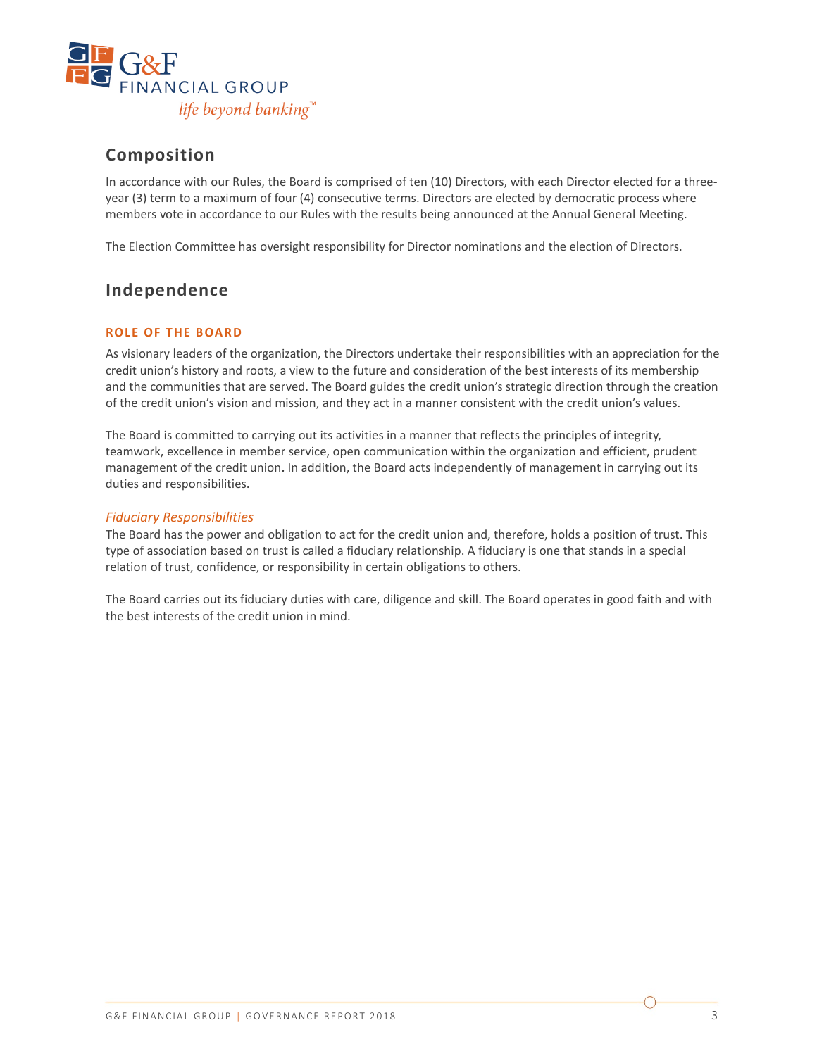## Composition

In accordance with our Rules, the Board is comprised of ten (10) Directors, with each Director elected for a three-year (3) term to a maximum of four (4) consecutive terms. Directors are elected by democratic process where members vote in accordance to our Rules with the results being announced at the Annual General Meeting.

The Election Committee has oversight responsibility for Director nominations and the election of Directors.

## Independence

### ROLE OF THE BOARD

As visionary leaders of the organization, the Directors undertake their responsibilities with an appreciation for the credit union's history and roots, a view to the future and consideration of the best interests of its membership and the communities that are served. The Board guides the credit union's strategic direction through the creation of the credit union's vision and mission, and they act in a manner consistent with the credit union's values.

The Board is committed to carrying out its activities in a manner that reflects the principles of integrity, teamwork, excellence in member service, open communication within the organization and efficient, prudent management of the credit union. In addition, the Board acts independently of management in carrying out its duties and responsibilities.

#### *Fiduciary Responsibilities*

The Board has the power and obligation to act for the credit union and, therefore, holds a position of trust. This type of association based on trust is called a fiduciary relationship. A fiduciary is one that stands in a special relation of trust, confidence, or responsibility in certain obligations to others.

The Board carries out its fiduciary duties with care, diligence and skill. The Board operates in good faith and with the best interests of the credit union in mind.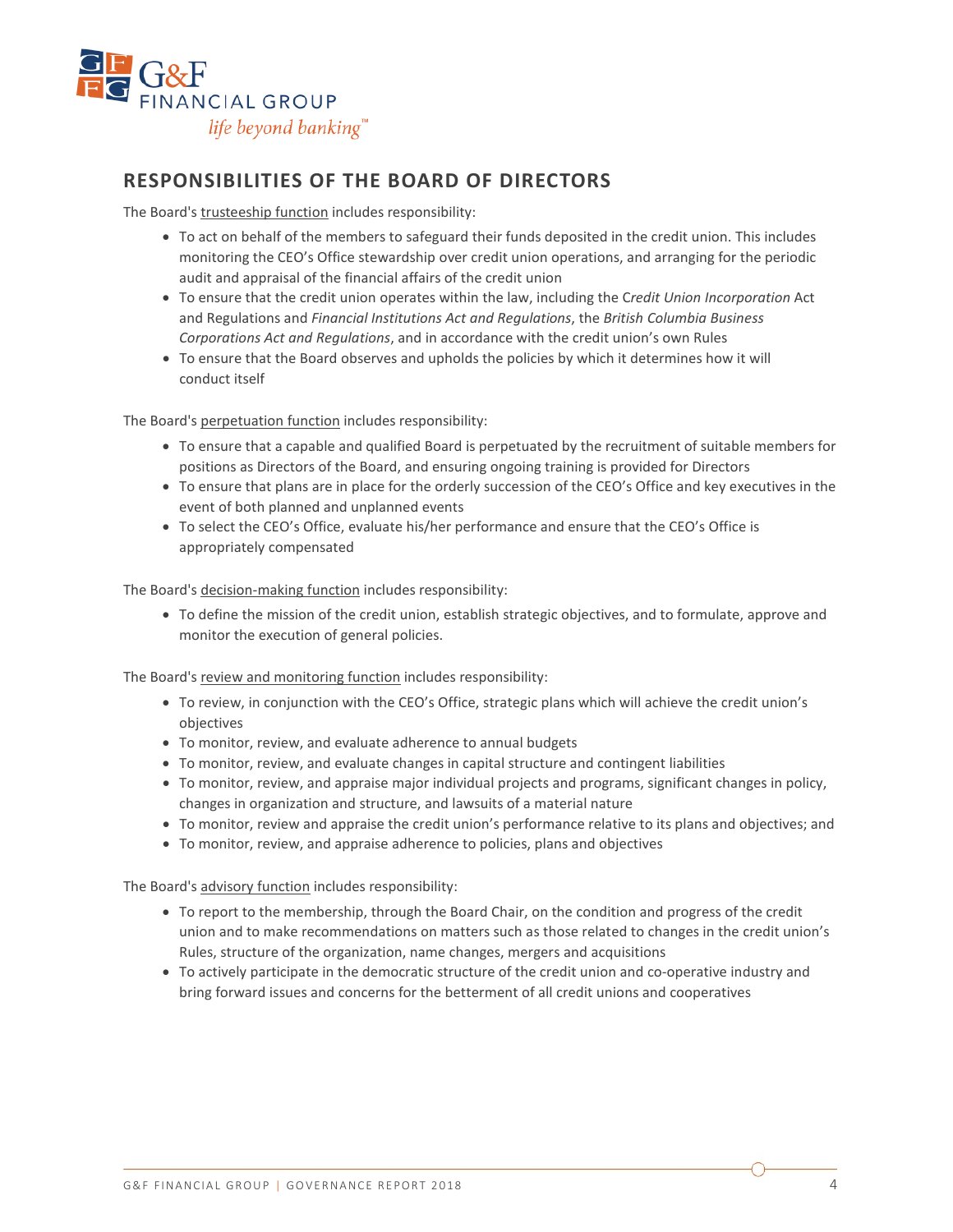## RESPONSIBILITIES OF THE BOARD OF DIRECTORS

The Board's trusteeship function includes responsibility:

- To act on behalf of the members to safeguard their funds deposited in the credit union. This includes monitoring the CEO's Office stewardship over credit union operations, and arranging for the periodic audit and appraisal of the financial affairs of the credit union
- To ensure that the credit union operates within the law, including the *Credit Union Incorporation* Act and Regulations and *Financial Institutions Act and Regulations*, the *British Columbia Business Corporations Act and Regulations*, and in accordance with the credit union's own Rules
- To ensure that the Board observes and upholds the policies by which it determines how it will conduct itself

The Board's perpetuation function includes responsibility:

- To ensure that a capable and qualified Board is perpetuated by the recruitment of suitable members for positions as Directors of the Board, and ensuring ongoing training is provided for Directors
- To ensure that plans are in place for the orderly succession of the CEO's Office and key executives in the event of both planned and unplanned events
- To select the CEO's Office, evaluate his/her performance and ensure that the CEO's Office is appropriately compensated

The Board's decision-making function includes responsibility:

- To define the mission of the credit union, establish strategic objectives, and to formulate, approve and monitor the execution of general policies.

The Board's review and monitoring function includes responsibility:

- To review, in conjunction with the CEO's Office, strategic plans which will achieve the credit union's objectives
- To monitor, review, and evaluate adherence to annual budgets
- To monitor, review, and evaluate changes in capital structure and contingent liabilities
- To monitor, review, and appraise major individual projects and programs, significant changes in policy, changes in organization and structure, and lawsuits of a material nature
- To monitor, review and appraise the credit union's performance relative to its plans and objectives; and
- To monitor, review, and appraise adherence to policies, plans and objectives

The Board's advisory function includes responsibility:

- To report to the membership, through the Board Chair, on the condition and progress of the credit union and to make recommendations on matters such as those related to changes in the credit union's Rules, structure of the organization, name changes, mergers and acquisitions
- To actively participate in the democratic structure of the credit union and co-operative industry and bring forward issues and concerns for the betterment of all credit unions and cooperatives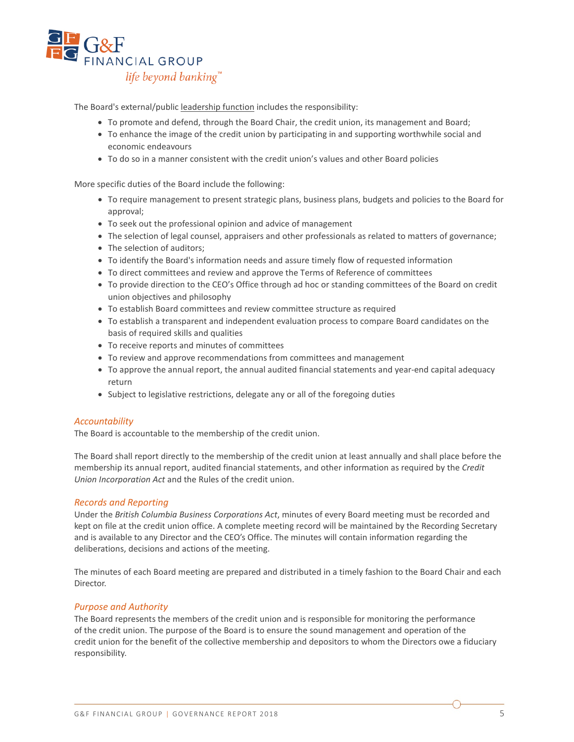The Board's external/public leadership function includes the responsibility:

- To promote and defend, through the Board Chair, the credit union, its management and Board;
- To enhance the image of the credit union by participating in and supporting worthwhile social and economic endeavours
- To do so in a manner consistent with the credit union's values and other Board policies

More specific duties of the Board include the following:

- To require management to present strategic plans, business plans, budgets and policies to the Board for approval;
- To seek out the professional opinion and advice of management
- The selection of legal counsel, appraisers and other professionals as related to matters of governance;
- The selection of auditors;
- To identify the Board's information needs and assure timely flow of requested information
- To direct committees and review and approve the Terms of Reference of committees
- To provide direction to the CEO's Office through ad hoc or standing committees of the Board on credit union objectives and philosophy
- To establish Board committees and review committee structure as required
- To establish a transparent and independent evaluation process to compare Board candidates on the basis of required skills and qualities
- To receive reports and minutes of committees
- To review and approve recommendations from committees and management
- To approve the annual report, the annual audited financial statements and year-end capital adequacy return
- Subject to legislative restrictions, delegate any or all of the foregoing duties

### *Accountability*

The Board is accountable to the membership of the credit union.

The Board shall report directly to the membership of the credit union at least annually and shall place before the membership its annual report, audited financial statements, and other information as required by the *Credit Union Incorporation Act* and the Rules of the credit union.

### *Records and Reporting*

Under the *British Columbia Business Corporations Act*, minutes of every Board meeting must be recorded and kept on file at the credit union office. A complete meeting record will be maintained by the Recording Secretary and is available to any Director and the CEO's Office. The minutes will contain information regarding the deliberations, decisions and actions of the meeting.

The minutes of each Board meeting are prepared and distributed in a timely fashion to the Board Chair and each Director.

### *Purpose and Authority*

The Board represents the members of the credit union and is responsible for monitoring the performance of the credit union. The purpose of the Board is to ensure the sound management and operation of the credit union for the benefit of the collective membership and depositors to whom the Directors owe a fiduciary responsibility.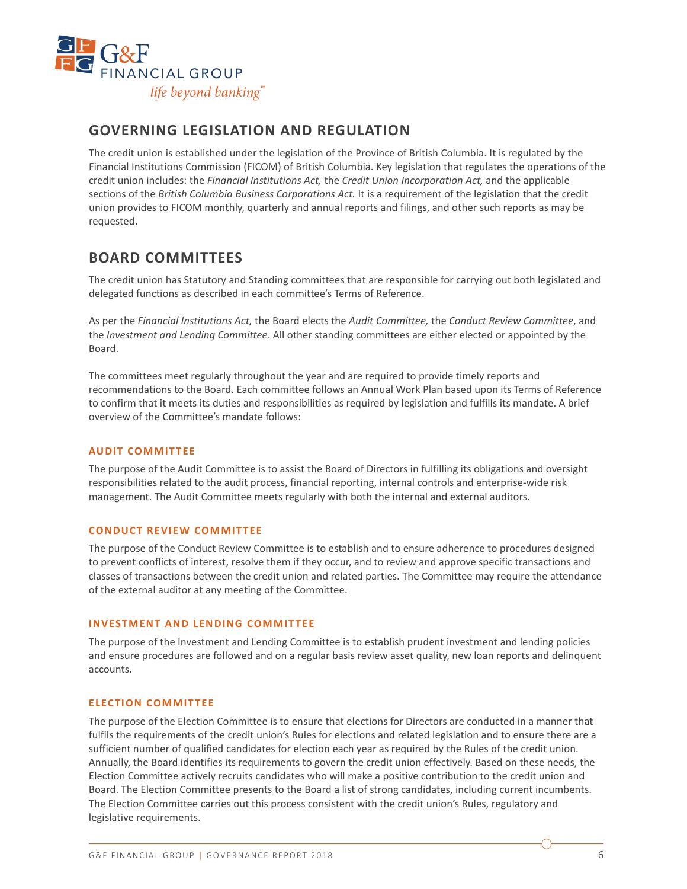## GOVERNING LEGISLATION AND REGULATION

The credit union is established under the legislation of the Province of British Columbia. It is regulated by the Financial Institutions Commission (FICOM) of British Columbia. Key legislation that regulates the operations of the credit union includes: the *Financial Institutions Act,* the *Credit Union Incorporation Act,* and the applicable sections of the *British Columbia Business Corporations Act.* It is a requirement of the legislation that the credit union provides to FICOM monthly, quarterly and annual reports and filings, and other such reports as may be requested.

## BOARD COMMITTEES

The credit union has Statutory and Standing committees that are responsible for carrying out both legislated and delegated functions as described in each committee's Terms of Reference.

As per the *Financial Institutions Act,* the Board elects the *Audit Committee,* the *Conduct Review Committee*, and the *Investment and Lending Committee*. All other standing committees are either elected or appointed by the Board.

The committees meet regularly throughout the year and are required to provide timely reports and recommendations to the Board. Each committee follows an Annual Work Plan based upon its Terms of Reference to confirm that it meets its duties and responsibilities as required by legislation and fulfills its mandate. A brief overview of the Committee's mandate follows:

### AUDIT COMMITTEE

The purpose of the Audit Committee is to assist the Board of Directors in fulfilling its obligations and oversight responsibilities related to the audit process, financial reporting, internal controls and enterprise-wide risk management. The Audit Committee meets regularly with both the internal and external auditors.

### CONDUCT REVIEW COMMITTEE

The purpose of the Conduct Review Committee is to establish and to ensure adherence to procedures designed to prevent conflicts of interest, resolve them if they occur, and to review and approve specific transactions and classes of transactions between the credit union and related parties. The Committee may require the attendance of the external auditor at any meeting of the Committee.

### INVESTMENT AND LENDING COMMITTEE

The purpose of the Investment and Lending Committee is to establish prudent investment and lending policies and ensure procedures are followed and on a regular basis review asset quality, new loan reports and delinquent accounts.

### ELECTION COMMITTEE

The purpose of the Election Committee is to ensure that elections for Directors are conducted in a manner that fulfils the requirements of the credit union's Rules for elections and related legislation and to ensure there are a sufficient number of qualified candidates for election each year as required by the Rules of the credit union. Annually, the Board identifies its requirements to govern the credit union effectively. Based on these needs, the Election Committee actively recruits candidates who will make a positive contribution to the credit union and Board. The Election Committee presents to the Board a list of strong candidates, including current incumbents. The Election Committee carries out this process consistent with the credit union's Rules, regulatory and legislative requirements.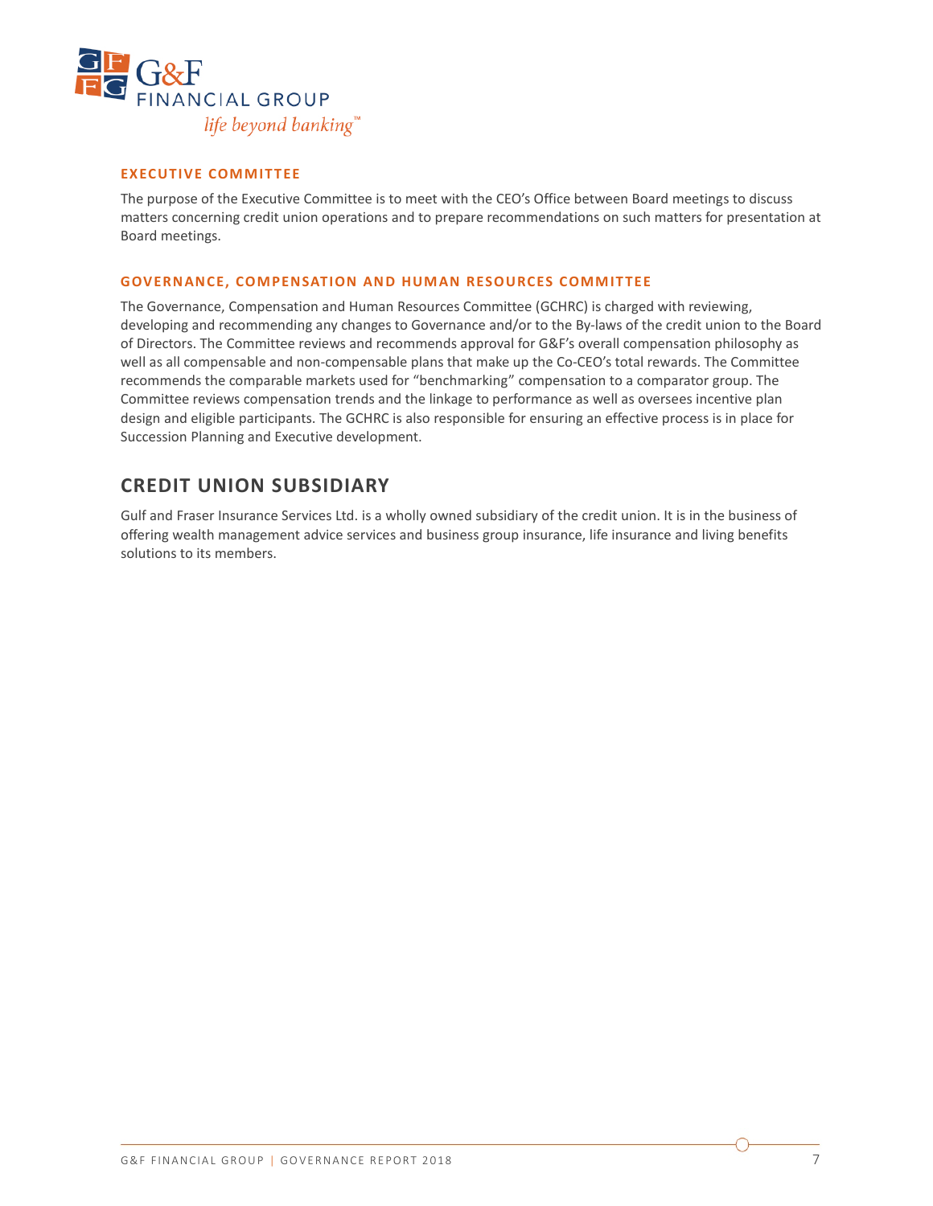### EXECUTIVE COMMITTEE

The purpose of the Executive Committee is to meet with the CEO's Office between Board meetings to discuss matters concerning credit union operations and to prepare recommendations on such matters for presentation at Board meetings.

### GOVERNANCE, COMPENSATION AND HUMAN RESOURCES COMMITTEE

The Governance, Compensation and Human Resources Committee (GCHRC) is charged with reviewing, developing and recommending any changes to Governance and/or to the By-laws of the credit union to the Board of Directors. The Committee reviews and recommends approval for G&F's overall compensation philosophy as well as all compensable and non-compensable plans that make up the Co-CEO's total rewards. The Committee recommends the comparable markets used for "benchmarking" compensation to a comparator group. The Committee reviews compensation trends and the linkage to performance as well as oversees incentive plan design and eligible participants. The GCHRC is also responsible for ensuring an effective process is in place for Succession Planning and Executive development.

## CREDIT UNION SUBSIDIARY

Gulf and Fraser Insurance Services Ltd. is a wholly owned subsidiary of the credit union. It is in the business of offering wealth management advice services and business group insurance, life insurance and living benefits solutions to its members.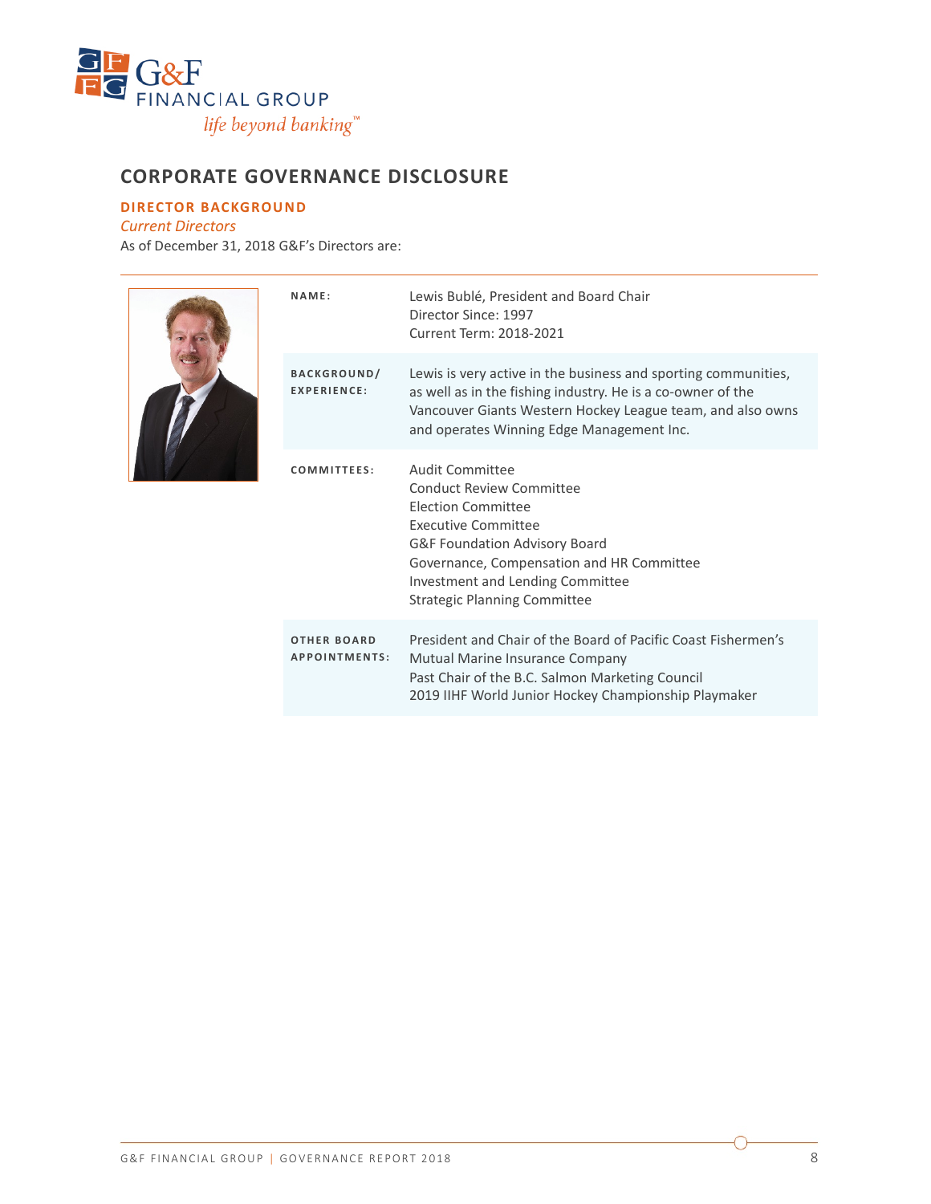# CORPORATE GOVERNANCE DISCLOSURE

## DIRECTOR BACKGROUND

*Current Directors*

As of December 31, 2018 G&F's Directors are:

| | |
|---|---|
| **NAME:** | Lewis Bublé, President and Board Chair<br>Director Since: 1997<br>Current Term: 2018-2021 |
| **BACKGROUND/ EXPERIENCE:** | Lewis is very active in the business and sporting communities, as well as in the fishing industry. He is a co-owner of the Vancouver Giants Western Hockey League team, and also owns and operates Winning Edge Management Inc. |
| **COMMITTEES:** | Audit Committee<br>Conduct Review Committee<br>Election Committee<br>Executive Committee<br>G&F Foundation Advisory Board<br>Governance, Compensation and HR Committee<br>Investment and Lending Committee<br>Strategic Planning Committee |
| **OTHER BOARD APPOINTMENTS:** | President and Chair of the Board of Pacific Coast Fishermen's Mutual Marine Insurance Company<br>Past Chair of the B.C. Salmon Marketing Council<br>2019 IIHF World Junior Hockey Championship Playmaker |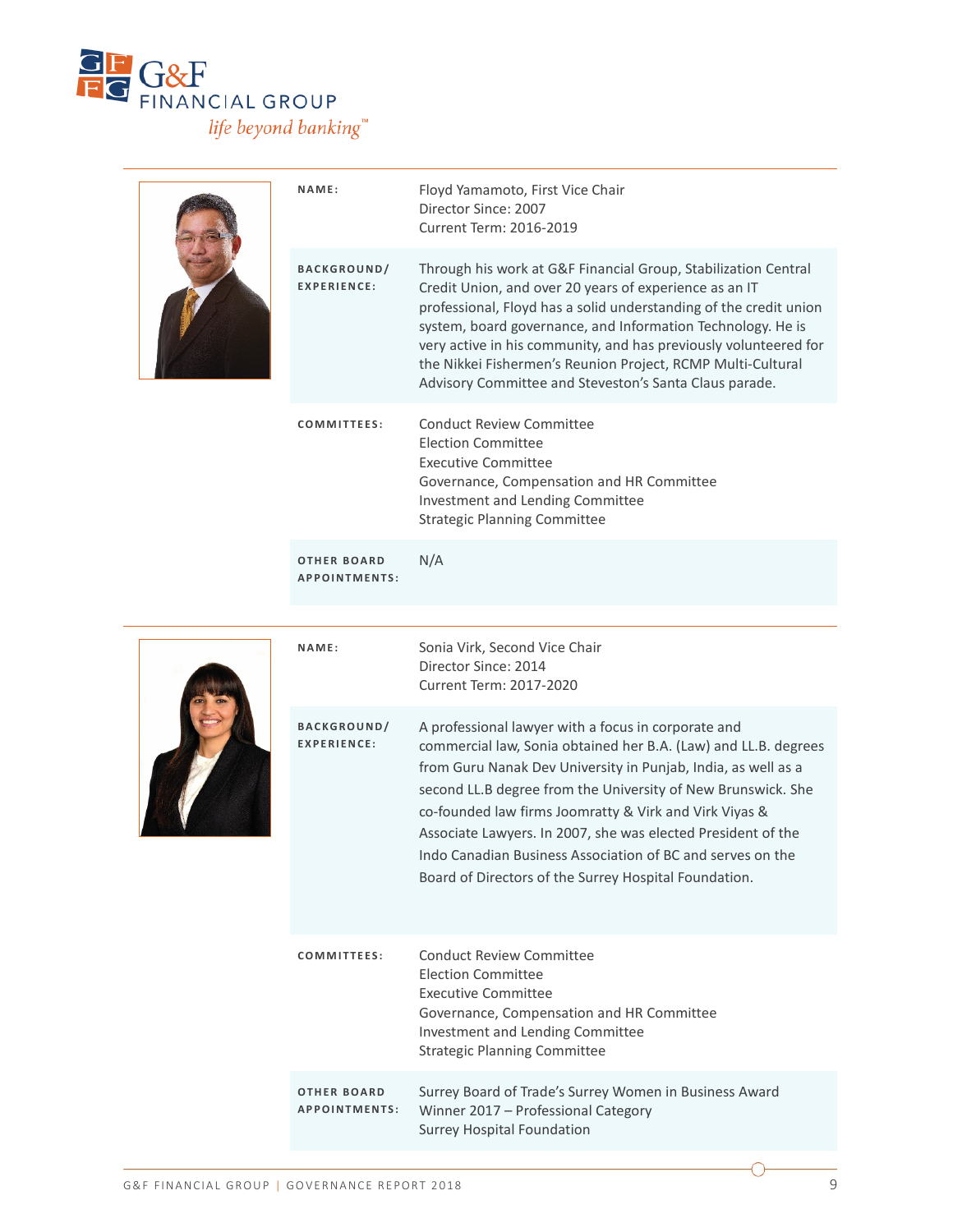| | |
|---|---|
| **NAME:** | Floyd Yamamoto, First Vice Chair<br>Director Since: 2007<br>Current Term: 2016-2019 |
| **BACKGROUND/ EXPERIENCE:** | Through his work at G&F Financial Group, Stabilization Central Credit Union, and over 20 years of experience as an IT professional, Floyd has a solid understanding of the credit union system, board governance, and Information Technology. He is very active in his community, and has previously volunteered for the Nikkei Fishermen's Reunion Project, RCMP Multi-Cultural Advisory Committee and Steveston's Santa Claus parade. |
| **COMMITTEES:** | Conduct Review Committee<br>Election Committee<br>Executive Committee<br>Governance, Compensation and HR Committee<br>Investment and Lending Committee<br>Strategic Planning Committee |
| **OTHER BOARD APPOINTMENTS:** | N/A |

| | |
|---|---|
| **NAME:** | Sonia Virk, Second Vice Chair<br>Director Since: 2014<br>Current Term: 2017-2020 |
| **BACKGROUND/ EXPERIENCE:** | A professional lawyer with a focus in corporate and commercial law, Sonia obtained her B.A. (Law) and LL.B. degrees from Guru Nanak Dev University in Punjab, India, as well as a second LL.B degree from the University of New Brunswick. She co-founded law firms Joomratty & Virk and Virk Viyas & Associate Lawyers. In 2007, she was elected President of the Indo Canadian Business Association of BC and serves on the Board of Directors of the Surrey Hospital Foundation. |
| **COMMITTEES:** | Conduct Review Committee<br>Election Committee<br>Executive Committee<br>Governance, Compensation and HR Committee<br>Investment and Lending Committee<br>Strategic Planning Committee |
| **OTHER BOARD APPOINTMENTS:** | Surrey Board of Trade's Surrey Women in Business Award Winner 2017 – Professional Category<br>Surrey Hospital Foundation |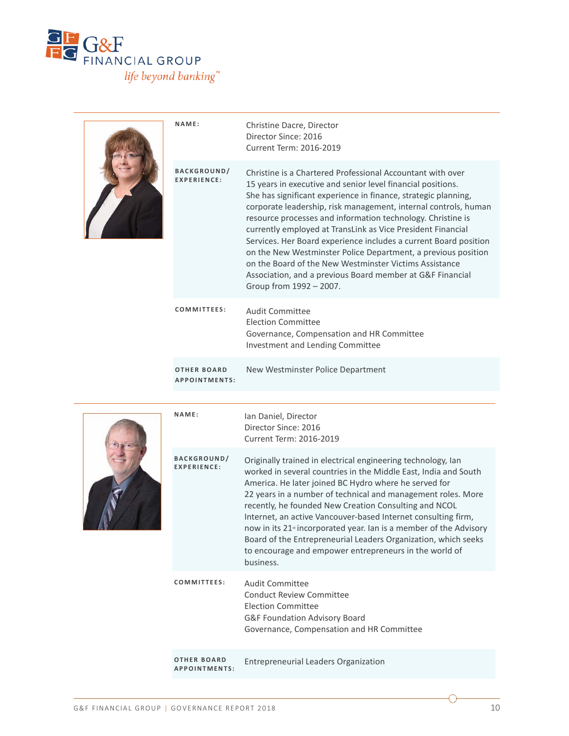| | |
|---|---|
| **NAME:** | Christine Dacre, Director<br>Director Since: 2016<br>Current Term: 2016-2019 |
| **BACKGROUND/ EXPERIENCE:** | Christine is a Chartered Professional Accountant with over 15 years in executive and senior level financial positions. She has significant experience in finance, strategic planning, corporate leadership, risk management, internal controls, human resource processes and information technology. Christine is currently employed at TransLink as Vice President Financial Services. Her Board experience includes a current Board position on the New Westminster Police Department, a previous position on the Board of the New Westminster Victims Assistance Association, and a previous Board member at G&F Financial Group from 1992 – 2007. |
| **COMMITTEES:** | Audit Committee<br>Election Committee<br>Governance, Compensation and HR Committee<br>Investment and Lending Committee |
| **OTHER BOARD APPOINTMENTS:** | New Westminster Police Department |

| | |
|---|---|
| **NAME:** | Ian Daniel, Director<br>Director Since: 2016<br>Current Term: 2016-2019 |
| **BACKGROUND/ EXPERIENCE:** | Originally trained in electrical engineering technology, Ian worked in several countries in the Middle East, India and South America. He later joined BC Hydro where he served for 22 years in a number of technical and management roles. More recently, he founded New Creation Consulting and NCOL Internet, an active Vancouver-based Internet consulting firm, now in its 21st incorporated year. Ian is a member of the Advisory Board of the Entrepreneurial Leaders Organization, which seeks to encourage and empower entrepreneurs in the world of business. |
| **COMMITTEES:** | Audit Committee<br>Conduct Review Committee<br>Election Committee<br>G&F Foundation Advisory Board<br>Governance, Compensation and HR Committee |
| **OTHER BOARD APPOINTMENTS:** | Entrepreneurial Leaders Organization |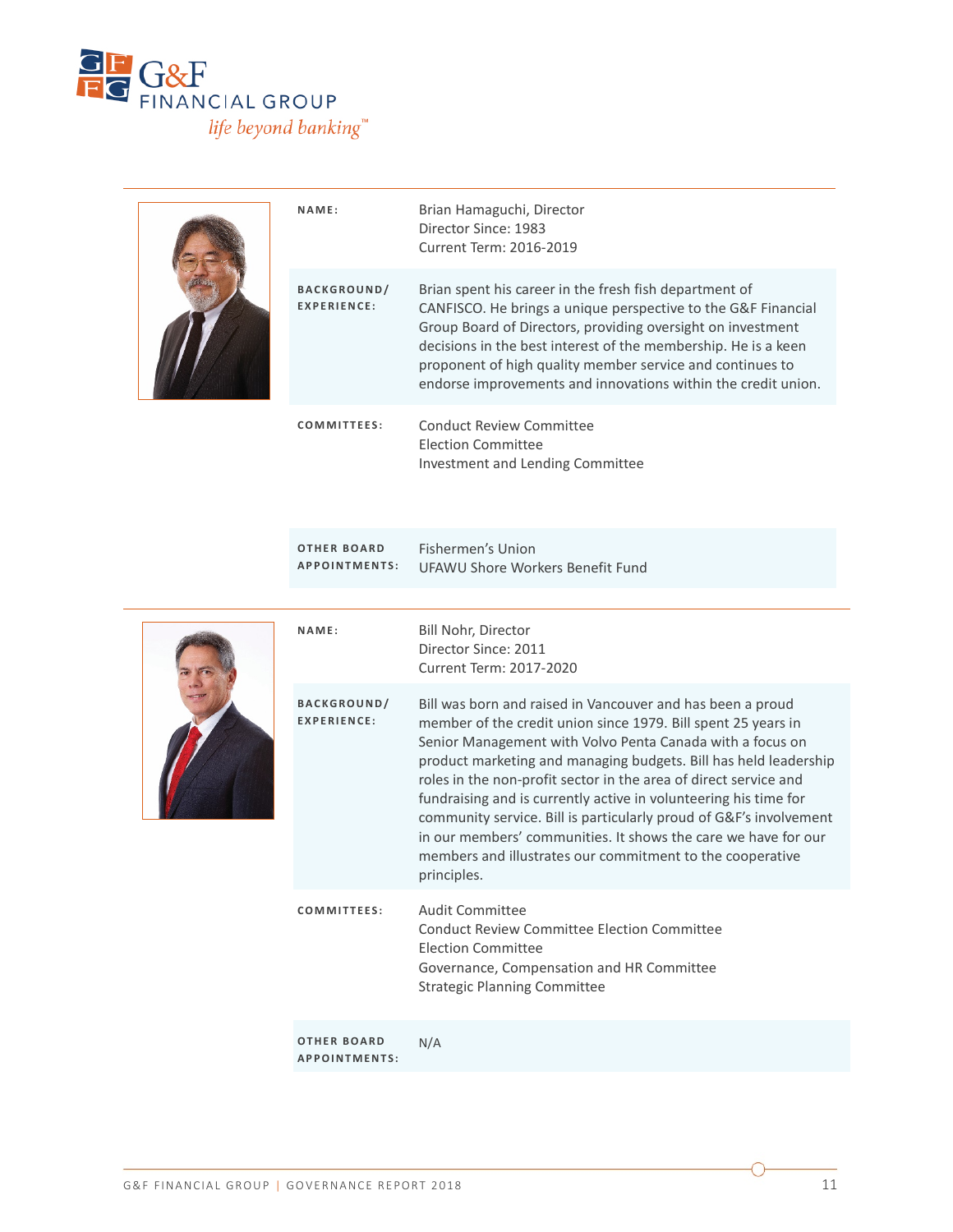| | |
|---|---|
| **NAME:** | Brian Hamaguchi, Director<br>Director Since: 1983<br>Current Term: 2016-2019 |
| **BACKGROUND/ EXPERIENCE:** | Brian spent his career in the fresh fish department of CANFISCO. He brings a unique perspective to the G&F Financial Group Board of Directors, providing oversight on investment decisions in the best interest of the membership. He is a keen proponent of high quality member service and continues to endorse improvements and innovations within the credit union. |
| **COMMITTEES:** | Conduct Review Committee<br>Election Committee<br>Investment and Lending Committee |
| **OTHER BOARD APPOINTMENTS:** | Fishermen's Union<br>UFAWU Shore Workers Benefit Fund |

| | |
|---|---|
| **NAME:** | Bill Nohr, Director<br>Director Since: 2011<br>Current Term: 2017-2020 |
| **BACKGROUND/ EXPERIENCE:** | Bill was born and raised in Vancouver and has been a proud member of the credit union since 1979. Bill spent 25 years in Senior Management with Volvo Penta Canada with a focus on product marketing and managing budgets. Bill has held leadership roles in the non-profit sector in the area of direct service and fundraising and is currently active in volunteering his time for community service. Bill is particularly proud of G&F's involvement in our members' communities. It shows the care we have for our members and illustrates our commitment to the cooperative principles. |
| **COMMITTEES:** | Audit Committee<br>Conduct Review Committee Election Committee<br>Election Committee<br>Governance, Compensation and HR Committee<br>Strategic Planning Committee |
| **OTHER BOARD APPOINTMENTS:** | N/A |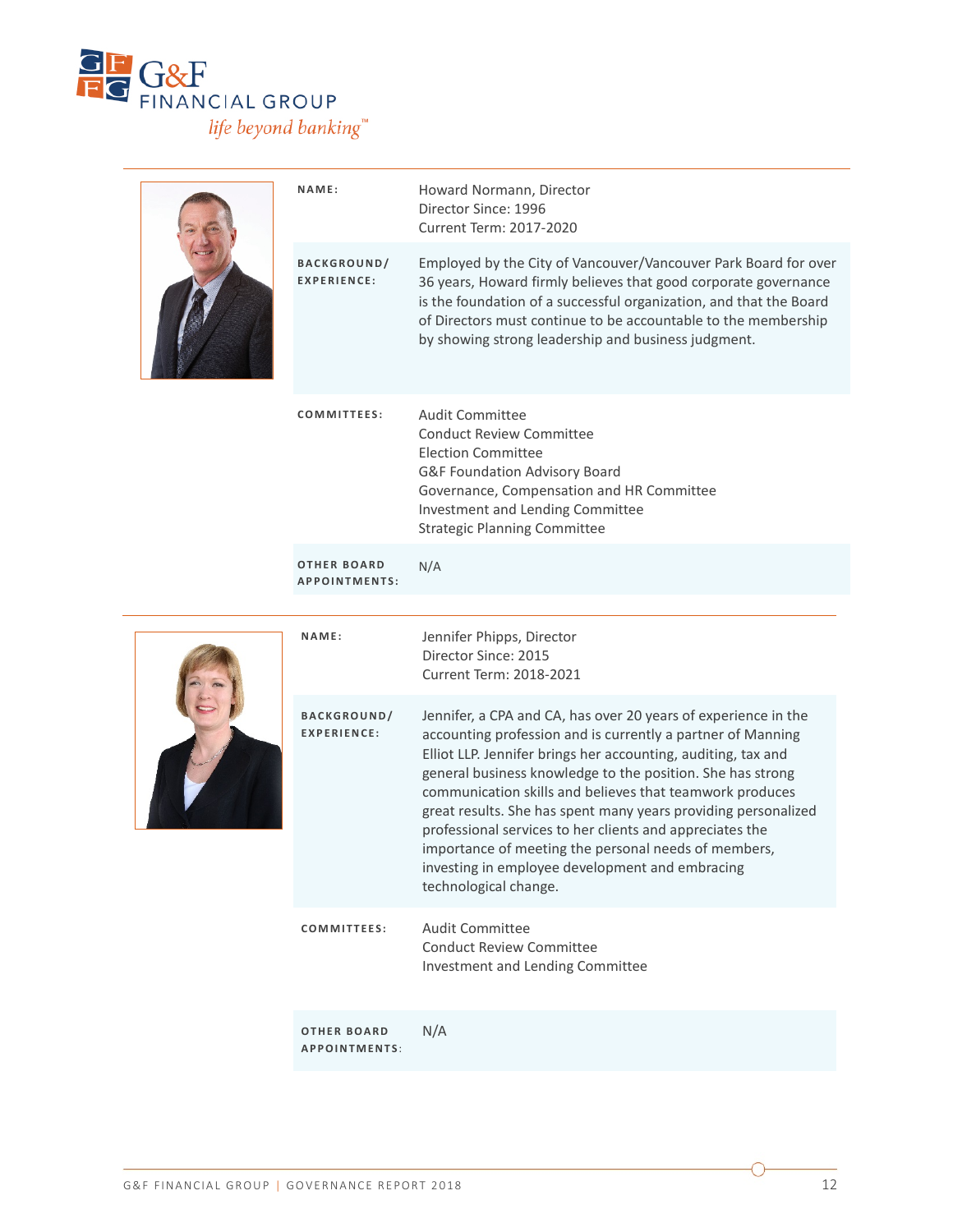| | |
|---|---|
| **NAME:** | Howard Normann, Director<br>Director Since: 1996<br>Current Term: 2017-2020 |
| **BACKGROUND/ EXPERIENCE:** | Employed by the City of Vancouver/Vancouver Park Board for over 36 years, Howard firmly believes that good corporate governance is the foundation of a successful organization, and that the Board of Directors must continue to be accountable to the membership by showing strong leadership and business judgment. |
| **COMMITTEES:** | Audit Committee<br>Conduct Review Committee<br>Election Committee<br>G&F Foundation Advisory Board<br>Governance, Compensation and HR Committee<br>Investment and Lending Committee<br>Strategic Planning Committee |
| **OTHER BOARD APPOINTMENTS:** | N/A |

| | |
|---|---|
| **NAME:** | Jennifer Phipps, Director<br>Director Since: 2015<br>Current Term: 2018-2021 |
| **BACKGROUND/ EXPERIENCE:** | Jennifer, a CPA and CA, has over 20 years of experience in the accounting profession and is currently a partner of Manning Elliot LLP. Jennifer brings her accounting, auditing, tax and general business knowledge to the position. She has strong communication skills and believes that teamwork produces great results. She has spent many years providing personalized professional services to her clients and appreciates the importance of meeting the personal needs of members, investing in employee development and embracing technological change. |
| **COMMITTEES:** | Audit Committee<br>Conduct Review Committee<br>Investment and Lending Committee |
| **OTHER BOARD APPOINTMENTS:** | N/A |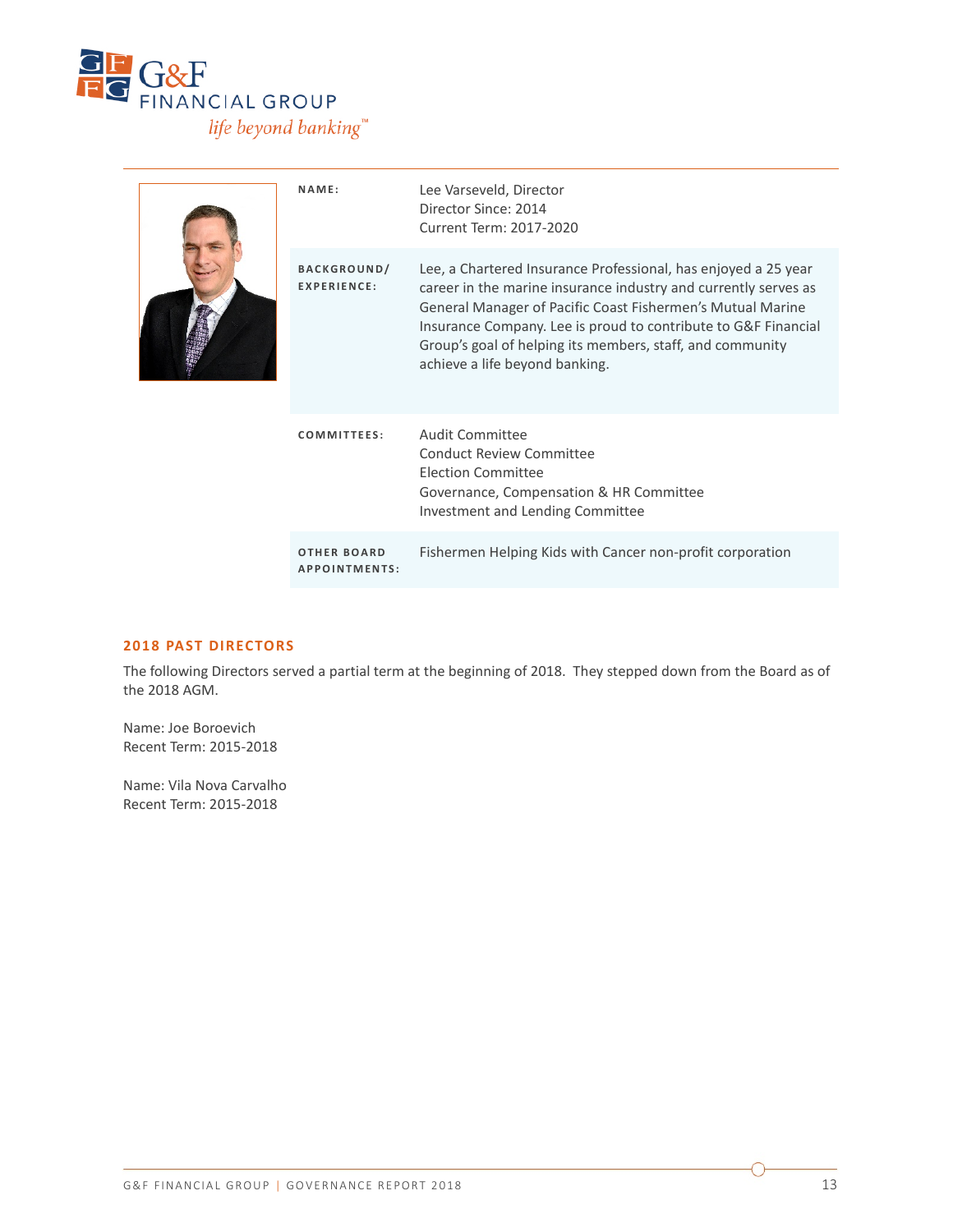| | |
|---|---|
| **NAME:** | Lee Varseveld, Director<br>Director Since: 2014<br>Current Term: 2017-2020 |
| **BACKGROUND/ EXPERIENCE:** | Lee, a Chartered Insurance Professional, has enjoyed a 25 year career in the marine insurance industry and currently serves as General Manager of Pacific Coast Fishermen's Mutual Marine Insurance Company. Lee is proud to contribute to G&F Financial Group's goal of helping its members, staff, and community achieve a life beyond banking. |
| **COMMITTEES:** | Audit Committee<br>Conduct Review Committee<br>Election Committee<br>Governance, Compensation & HR Committee<br>Investment and Lending Committee |
| **OTHER BOARD APPOINTMENTS:** | Fishermen Helping Kids with Cancer non-profit corporation |

## 2018 PAST DIRECTORS

The following Directors served a partial term at the beginning of 2018. They stepped down from the Board as of the 2018 AGM.

Name: Joe Boroevich
Recent Term: 2015-2018

Name: Vila Nova Carvalho
Recent Term: 2015-2018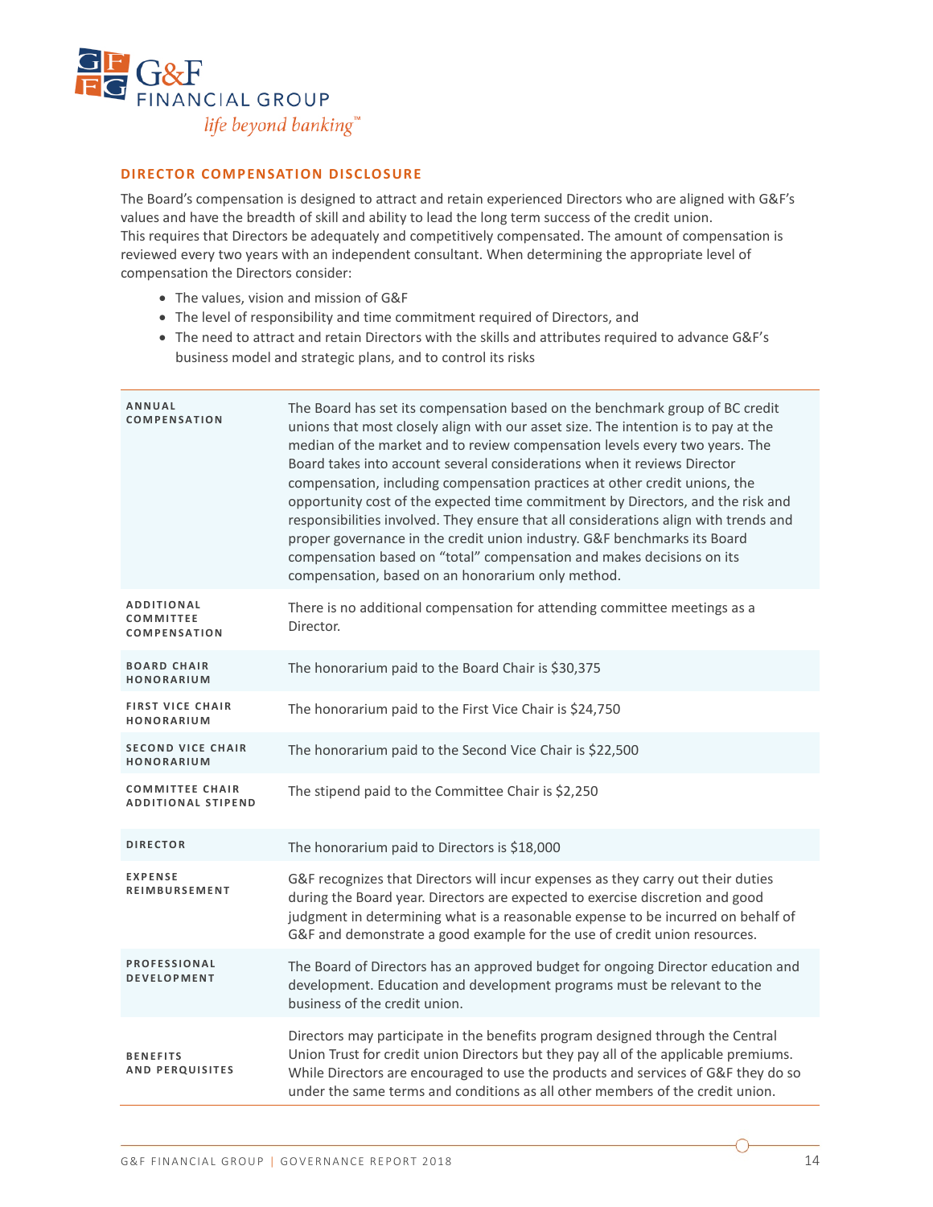## DIRECTOR COMPENSATION DISCLOSURE

The Board's compensation is designed to attract and retain experienced Directors who are aligned with G&F's values and have the breadth of skill and ability to lead the long term success of the credit union.
This requires that Directors be adequately and competitively compensated. The amount of compensation is reviewed every two years with an independent consultant. When determining the appropriate level of compensation the Directors consider:

- The values, vision and mission of G&F
- The level of responsibility and time commitment required of Directors, and
- The need to attract and retain Directors with the skills and attributes required to advance G&F's business model and strategic plans, and to control its risks

| | |
|---|---|
| **ANNUAL COMPENSATION** | The Board has set its compensation based on the benchmark group of BC credit unions that most closely align with our asset size. The intention is to pay at the median of the market and to review compensation levels every two years. The Board takes into account several considerations when it reviews Director compensation, including compensation practices at other credit unions, the opportunity cost of the expected time commitment by Directors, and the risk and responsibilities involved. They ensure that all considerations align with trends and proper governance in the credit union industry. G&F benchmarks its Board compensation based on "total" compensation and makes decisions on its compensation, based on an honorarium only method. |
| **ADDITIONAL COMMITTEE COMPENSATION** | There is no additional compensation for attending committee meetings as a Director. |
| **BOARD CHAIR HONORARIUM** | The honorarium paid to the Board Chair is $30,375 |
| **FIRST VICE CHAIR HONORARIUM** | The honorarium paid to the First Vice Chair is $24,750 |
| **SECOND VICE CHAIR HONORARIUM** | The honorarium paid to the Second Vice Chair is $22,500 |
| **COMMITTEE CHAIR ADDITIONAL STIPEND** | The stipend paid to the Committee Chair is $2,250 |
| **DIRECTOR** | The honorarium paid to Directors is $18,000 |
| **EXPENSE REIMBURSEMENT** | G&F recognizes that Directors will incur expenses as they carry out their duties during the Board year. Directors are expected to exercise discretion and good judgment in determining what is a reasonable expense to be incurred on behalf of G&F and demonstrate a good example for the use of credit union resources. |
| **PROFESSIONAL DEVELOPMENT** | The Board of Directors has an approved budget for ongoing Director education and development. Education and development programs must be relevant to the business of the credit union. |
| **BENEFITS AND PERQUISITES** | Directors may participate in the benefits program designed through the Central Union Trust for credit union Directors but they pay all of the applicable premiums. While Directors are encouraged to use the products and services of G&F they do so under the same terms and conditions as all other members of the credit union. |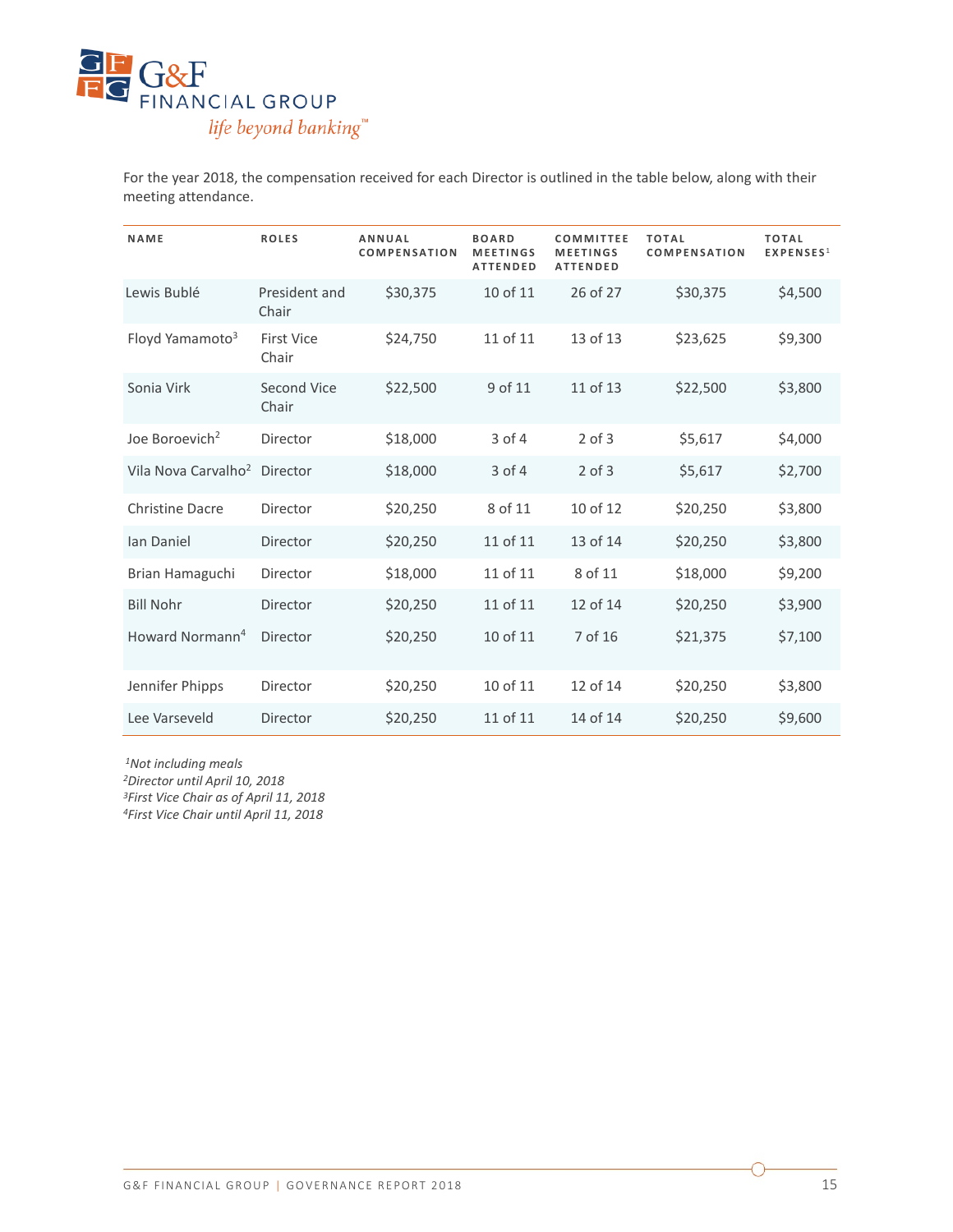For the year 2018, the compensation received for each Director is outlined in the table below, along with their meeting attendance.

| NAME | ROLES | ANNUAL COMPENSATION | BOARD MEETINGS ATTENDED | COMMITTEE MEETINGS ATTENDED | TOTAL COMPENSATION | TOTAL EXPENSES[1] |
|---|---|---|---|---|---|---|
| Lewis Bublé | President and Chair | $30,375 | 10 of 11 | 26 of 27 | $30,375 | $4,500 |
| Floyd Yamamoto[3] | First Vice Chair | $24,750 | 11 of 11 | 13 of 13 | $23,625 | $9,300 |
| Sonia Virk | Second Vice Chair | $22,500 | 9 of 11 | 11 of 13 | $22,500 | $3,800 |
| Joe Boroevich[2] | Director | $18,000 | 3 of 4 | 2 of 3 | $5,617 | $4,000 |
| Vila Nova Carvalho[2] | Director | $18,000 | 3 of 4 | 2 of 3 | $5,617 | $2,700 |
| Christine Dacre | Director | $20,250 | 8 of 11 | 10 of 12 | $20,250 | $3,800 |
| Ian Daniel | Director | $20,250 | 11 of 11 | 13 of 14 | $20,250 | $3,800 |
| Brian Hamaguchi | Director | $18,000 | 11 of 11 | 8 of 11 | $18,000 | $9,200 |
| Bill Nohr | Director | $20,250 | 11 of 11 | 12 of 14 | $20,250 | $3,900 |
| Howard Normann[4] | Director | $20,250 | 10 of 11 | 7 of 16 | $21,375 | $7,100 |
| Jennifer Phipps | Director | $20,250 | 10 of 11 | 12 of 14 | $20,250 | $3,800 |
| Lee Varseveld | Director | $20,250 | 11 of 11 | 14 of 14 | $20,250 | $9,600 |

*[1]Not including meals*
*[2]Director until April 10, 2018*
*[3]First Vice Chair as of April 11, 2018*
*[4]First Vice Chair until April 11, 2018*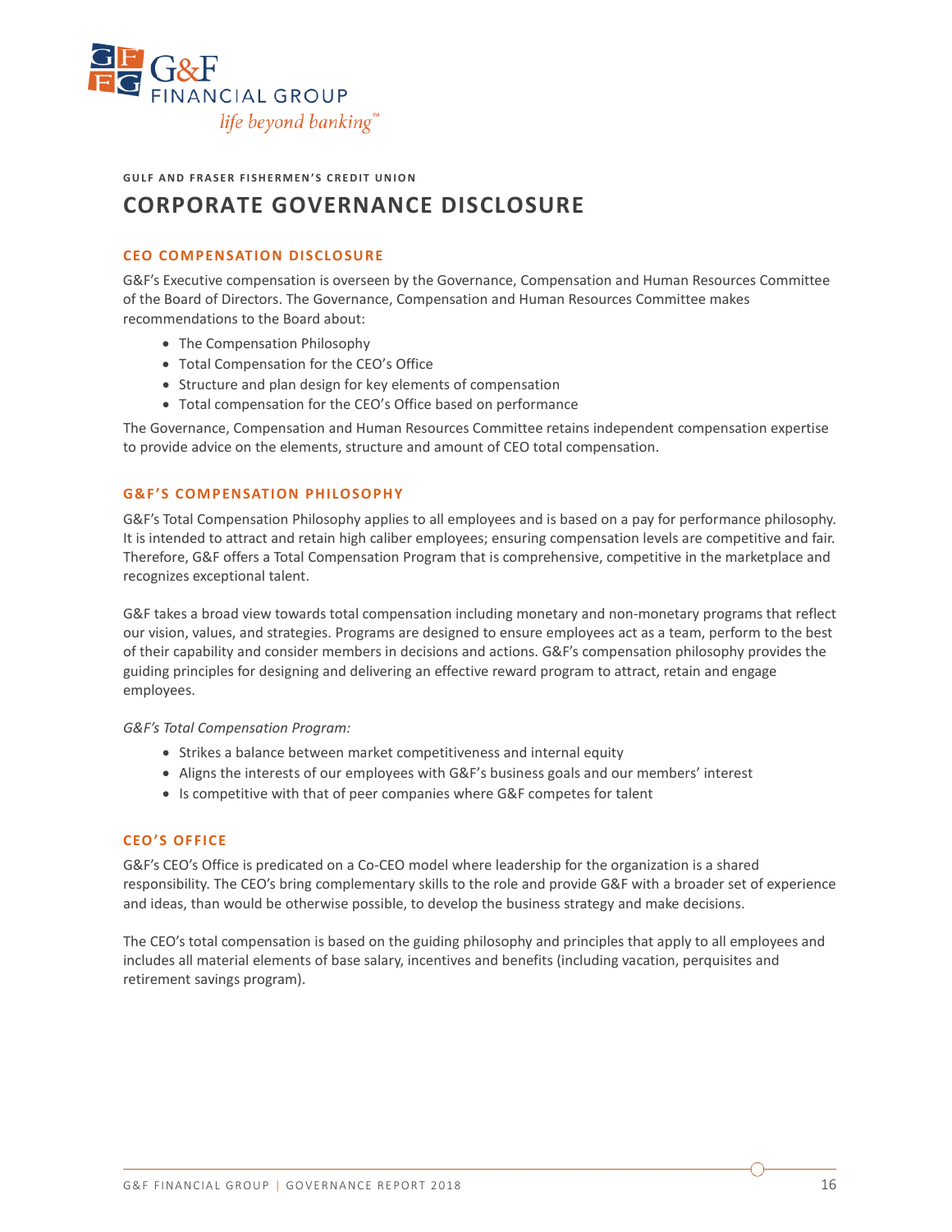GULF AND FRASER FISHERMEN'S CREDIT UNION

# CORPORATE GOVERNANCE DISCLOSURE

## CEO COMPENSATION DISCLOSURE

G&F's Executive compensation is overseen by the Governance, Compensation and Human Resources Committee of the Board of Directors. The Governance, Compensation and Human Resources Committee makes recommendations to the Board about:

- The Compensation Philosophy
- Total Compensation for the CEO's Office
- Structure and plan design for key elements of compensation
- Total compensation for the CEO's Office based on performance

The Governance, Compensation and Human Resources Committee retains independent compensation expertise to provide advice on the elements, structure and amount of CEO total compensation.

## G&F'S COMPENSATION PHILOSOPHY

G&F's Total Compensation Philosophy applies to all employees and is based on a pay for performance philosophy. It is intended to attract and retain high caliber employees; ensuring compensation levels are competitive and fair. Therefore, G&F offers a Total Compensation Program that is comprehensive, competitive in the marketplace and recognizes exceptional talent.

G&F takes a broad view towards total compensation including monetary and non-monetary programs that reflect our vision, values, and strategies. Programs are designed to ensure employees act as a team, perform to the best of their capability and consider members in decisions and actions. G&F's compensation philosophy provides the guiding principles for designing and delivering an effective reward program to attract, retain and engage employees.

*G&F's Total Compensation Program:*

- Strikes a balance between market competitiveness and internal equity
- Aligns the interests of our employees with G&F's business goals and our members' interest
- Is competitive with that of peer companies where G&F competes for talent

## CEO'S OFFICE

G&F's CEO's Office is predicated on a Co-CEO model where leadership for the organization is a shared responsibility. The CEO's bring complementary skills to the role and provide G&F with a broader set of experience and ideas, than would be otherwise possible, to develop the business strategy and make decisions.

The CEO's total compensation is based on the guiding philosophy and principles that apply to all employees and includes all material elements of base salary, incentives and benefits (including vacation, perquisites and retirement savings program).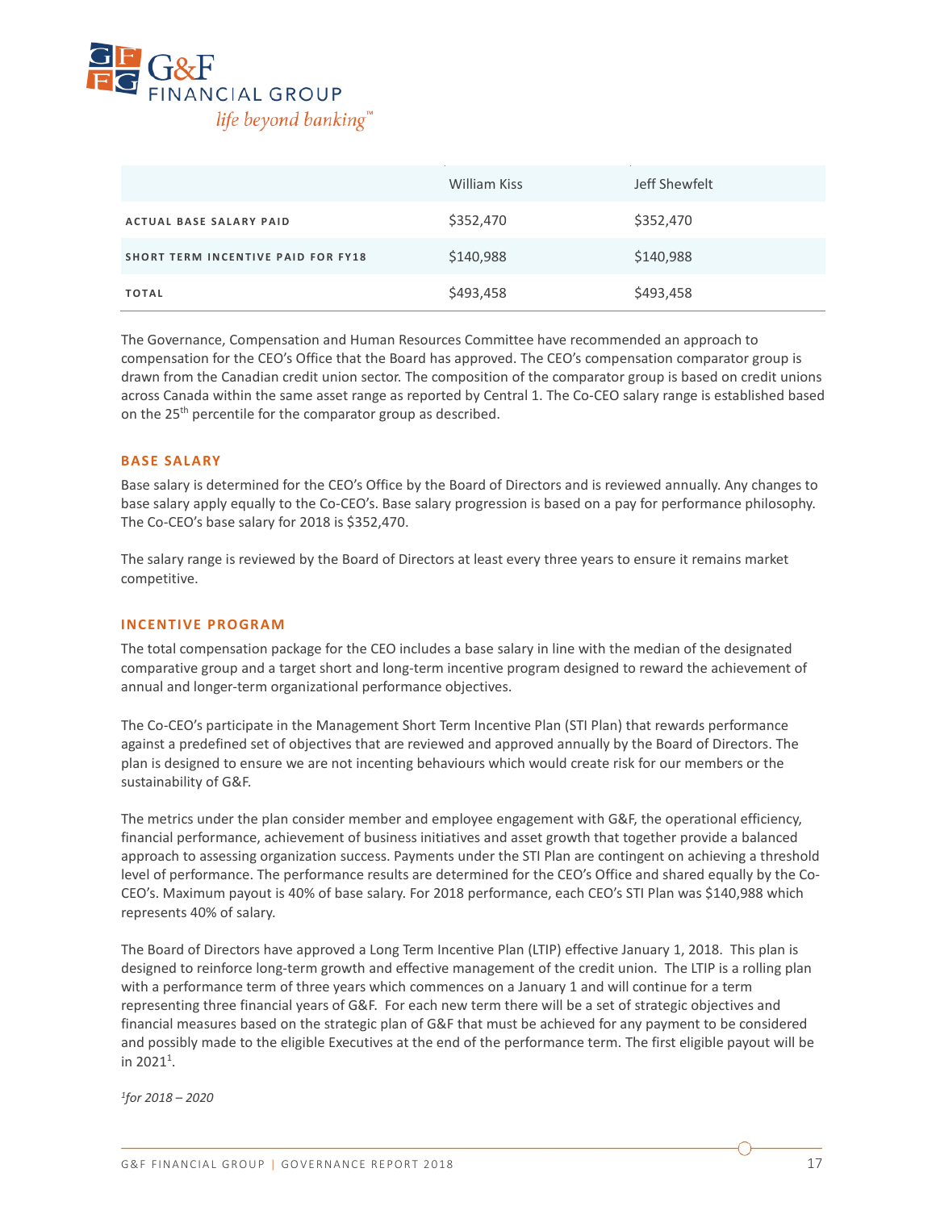| | William Kiss | Jeff Shewfelt |
|---|---|---|
| ACTUAL BASE SALARY PAID | $352,470 | $352,470 |
| SHORT TERM INCENTIVE PAID FOR FY18 | $140,988 | $140,988 |
| TOTAL | $493,458 | $493,458 |

The Governance, Compensation and Human Resources Committee have recommended an approach to compensation for the CEO's Office that the Board has approved. The CEO's compensation comparator group is drawn from the Canadian credit union sector. The composition of the comparator group is based on credit unions across Canada within the same asset range as reported by Central 1. The Co-CEO salary range is established based on the 25th percentile for the comparator group as described.

## BASE SALARY

Base salary is determined for the CEO's Office by the Board of Directors and is reviewed annually. Any changes to base salary apply equally to the Co-CEO's. Base salary progression is based on a pay for performance philosophy. The Co-CEO's base salary for 2018 is $352,470.

The salary range is reviewed by the Board of Directors at least every three years to ensure it remains market competitive.

## INCENTIVE PROGRAM

The total compensation package for the CEO includes a base salary in line with the median of the designated comparative group and a target short and long-term incentive program designed to reward the achievement of annual and longer-term organizational performance objectives.

The Co-CEO's participate in the Management Short Term Incentive Plan (STI Plan) that rewards performance against a predefined set of objectives that are reviewed and approved annually by the Board of Directors. The plan is designed to ensure we are not incenting behaviours which would create risk for our members or the sustainability of G&F.

The metrics under the plan consider member and employee engagement with G&F, the operational efficiency, financial performance, achievement of business initiatives and asset growth that together provide a balanced approach to assessing organization success. Payments under the STI Plan are contingent on achieving a threshold level of performance. The performance results are determined for the CEO's Office and shared equally by the Co-CEO's. Maximum payout is 40% of base salary. For 2018 performance, each CEO's STI Plan was $140,988 which represents 40% of salary.

The Board of Directors have approved a Long Term Incentive Plan (LTIP) effective January 1, 2018. This plan is designed to reinforce long-term growth and effective management of the credit union. The LTIP is a rolling plan with a performance term of three years which commences on a January 1 and will continue for a term representing three financial years of G&F. For each new term there will be a set of strategic objectives and financial measures based on the strategic plan of G&F that must be achieved for any payment to be considered and possibly made to the eligible Executives at the end of the performance term. The first eligible payout will be in 2021[1].

*[1]for 2018 – 2020*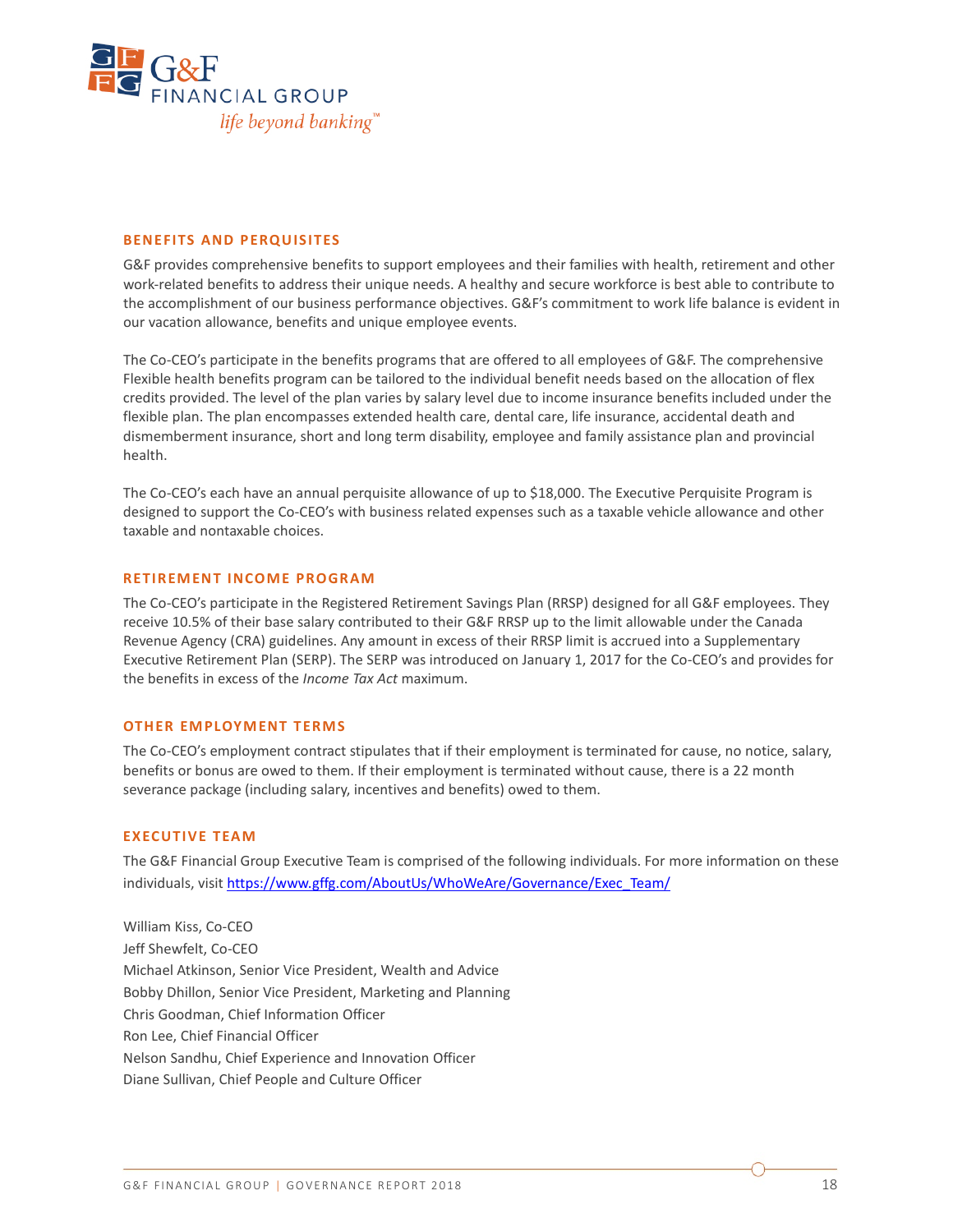## BENEFITS AND PERQUISITES

G&F provides comprehensive benefits to support employees and their families with health, retirement and other work-related benefits to address their unique needs. A healthy and secure workforce is best able to contribute to the accomplishment of our business performance objectives. G&F's commitment to work life balance is evident in our vacation allowance, benefits and unique employee events.

The Co-CEO's participate in the benefits programs that are offered to all employees of G&F. The comprehensive Flexible health benefits program can be tailored to the individual benefit needs based on the allocation of flex credits provided. The level of the plan varies by salary level due to income insurance benefits included under the flexible plan. The plan encompasses extended health care, dental care, life insurance, accidental death and dismemberment insurance, short and long term disability, employee and family assistance plan and provincial health.

The Co-CEO's each have an annual perquisite allowance of up to $18,000. The Executive Perquisite Program is designed to support the Co-CEO's with business related expenses such as a taxable vehicle allowance and other taxable and nontaxable choices.

## RETIREMENT INCOME PROGRAM

The Co-CEO's participate in the Registered Retirement Savings Plan (RRSP) designed for all G&F employees. They receive 10.5% of their base salary contributed to their G&F RRSP up to the limit allowable under the Canada Revenue Agency (CRA) guidelines. Any amount in excess of their RRSP limit is accrued into a Supplementary Executive Retirement Plan (SERP). The SERP was introduced on January 1, 2017 for the Co-CEO's and provides for the benefits in excess of the *Income Tax Act* maximum.

## OTHER EMPLOYMENT TERMS

The Co-CEO's employment contract stipulates that if their employment is terminated for cause, no notice, salary, benefits or bonus are owed to them. If their employment is terminated without cause, there is a 22 month severance package (including salary, incentives and benefits) owed to them.

## EXECUTIVE TEAM

The G&F Financial Group Executive Team is comprised of the following individuals. For more information on these individuals, visit https://www.gffg.com/AboutUs/WhoWeAre/Governance/Exec_Team/

William Kiss, Co-CEO
Jeff Shewfelt, Co-CEO
Michael Atkinson, Senior Vice President, Wealth and Advice
Bobby Dhillon, Senior Vice President, Marketing and Planning
Chris Goodman, Chief Information Officer
Ron Lee, Chief Financial Officer
Nelson Sandhu, Chief Experience and Innovation Officer
Diane Sullivan, Chief People and Culture Officer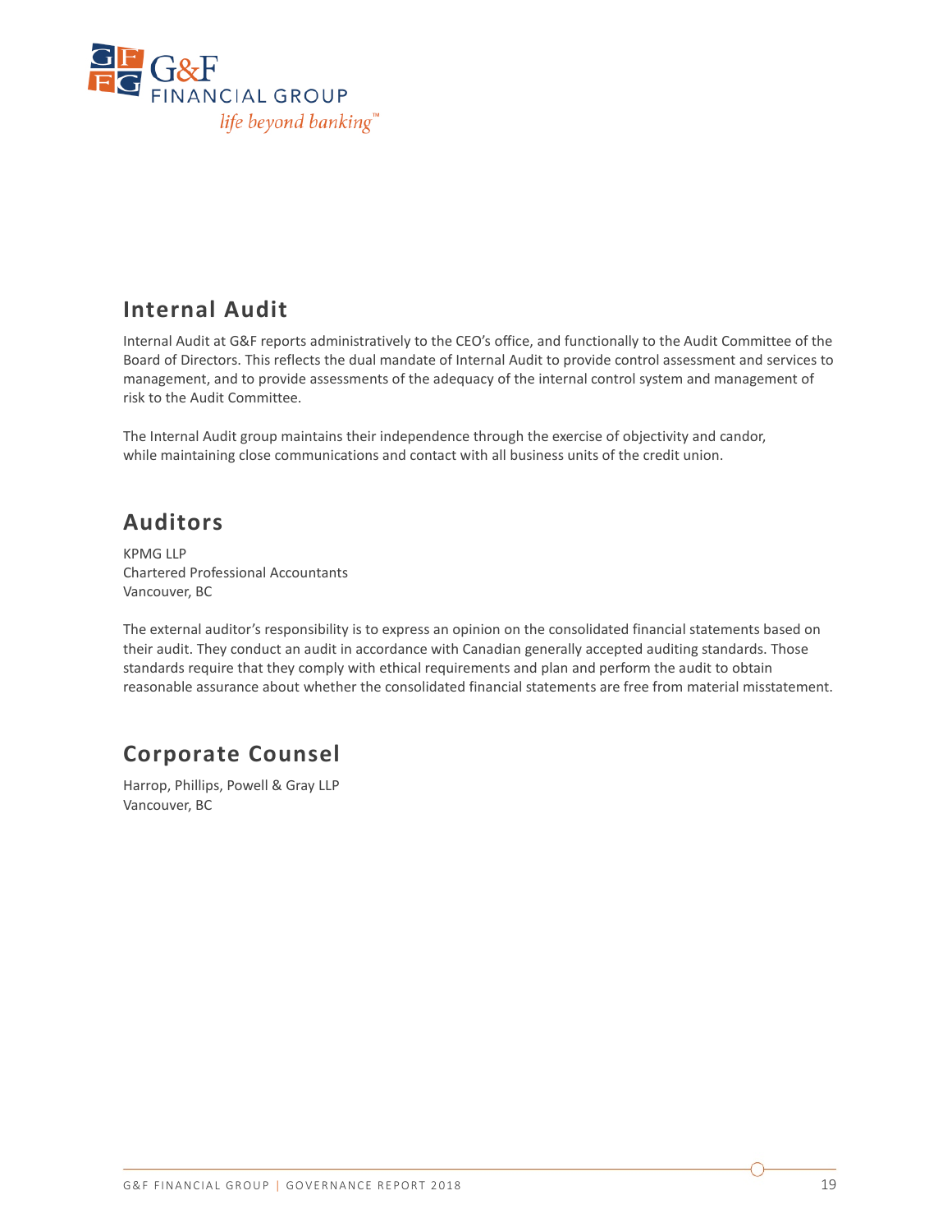## Internal Audit

Internal Audit at G&F reports administratively to the CEO's office, and functionally to the Audit Committee of the Board of Directors. This reflects the dual mandate of Internal Audit to provide control assessment and services to management, and to provide assessments of the adequacy of the internal control system and management of risk to the Audit Committee.

The Internal Audit group maintains their independence through the exercise of objectivity and candor, while maintaining close communications and contact with all business units of the credit union.

## Auditors

KPMG LLP
Chartered Professional Accountants
Vancouver, BC

The external auditor's responsibility is to express an opinion on the consolidated financial statements based on their audit. They conduct an audit in accordance with Canadian generally accepted auditing standards. Those standards require that they comply with ethical requirements and plan and perform the audit to obtain reasonable assurance about whether the consolidated financial statements are free from material misstatement.

## Corporate Counsel

Harrop, Phillips, Powell & Gray LLP
Vancouver, BC